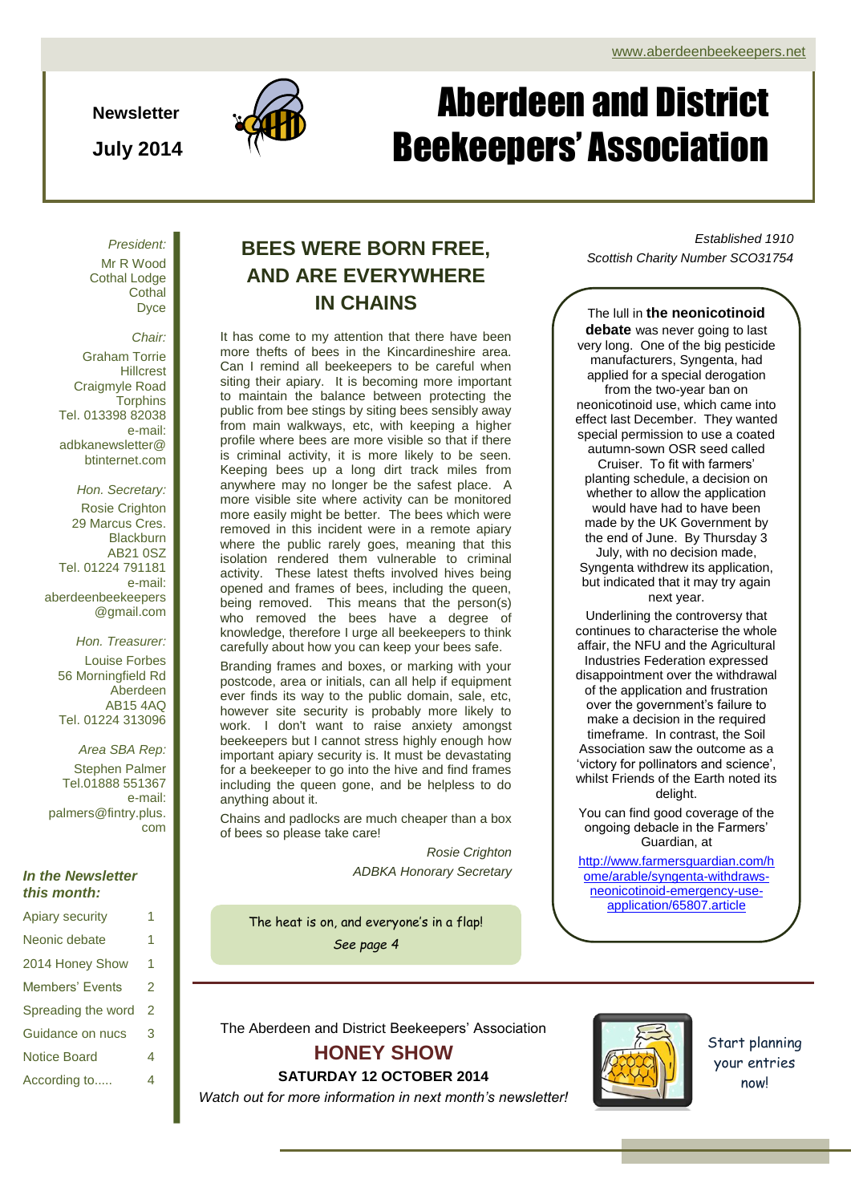www.aberdeenbeekeepers.net

**Newsletter**

**July 2014**

# Aberdeen and District Beekeepers' Association

*Established 1910*

*Scottish Charity Number SCO31754*

*President:*
Mr R Wood
Cothal Lodge
Cothal
Dyce

*Chair:*
Graham Torrie
Hillcrest
Craigmyle Road
Torphins
Tel. 013398 82038
e-mail:
adbkanewsletter@btinternet.com

*Hon. Secretary:*
Rosie Crighton
29 Marcus Cres.
Blackburn
AB21 0SZ
Tel. 01224 791181
e-mail:
aberdeenbeekeepers@gmail.com

*Hon. Treasurer:*
Louise Forbes
56 Morningfield Rd
Aberdeen
AB15 4AQ
Tel. 01224 313096

*Area SBA Rep:*
Stephen Palmer
Tel.01888 551367
e-mail:
palmers@fintry.plus.com

***In the Newsletter this month:***

| | |
|---|---|
| Apiary security | 1 |
| Neonic debate | 1 |
| 2014 Honey Show | 1 |
| Members' Events | 2 |
| Spreading the word | 2 |
| Guidance on nucs | 3 |
| Notice Board | 4 |
| According to..... | 4 |

## BEES WERE BORN FREE, AND ARE EVERYWHERE IN CHAINS

It has come to my attention that there have been more thefts of bees in the Kincardineshire area. Can I remind all beekeepers to be careful when siting their apiary. It is becoming more important to maintain the balance between protecting the public from bee stings by siting bees sensibly away from main walkways, etc, with keeping a higher profile where bees are more visible so that if there is criminal activity, it is more likely to be seen. Keeping bees up a long dirt track miles from anywhere may no longer be the safest place. A more visible site where activity can be monitored more easily might be better. The bees which were removed in this incident were in a remote apiary where the public rarely goes, meaning that this isolation rendered them vulnerable to criminal activity. These latest thefts involved hives being opened and frames of bees, including the queen, being removed. This means that the person(s) who removed the bees have a degree of knowledge, therefore I urge all beekeepers to think carefully about how you can keep your bees safe.

Branding frames and boxes, or marking with your postcode, area or initials, can all help if equipment ever finds its way to the public domain, sale, etc, however site security is probably more likely to work. I don't want to raise anxiety amongst beekeepers but I cannot stress highly enough how important apiary security is. It must be devastating for a beekeeper to go into the hive and find frames including the queen gone, and be helpless to do anything about it.

Chains and padlocks are much cheaper than a box of bees so please take care!

*Rosie Crighton*
*ADBKA Honorary Secretary*

The heat is on, and everyone's in a flap!
*See page 4*

The lull in **the neonicotinoid debate** was never going to last very long. One of the big pesticide manufacturers, Syngenta, had applied for a special derogation from the two-year ban on neonicotinoid use, which came into effect last December. They wanted special permission to use a coated autumn-sown OSR seed called Cruiser. To fit with farmers' planting schedule, a decision on whether to allow the application would have had to have been made by the UK Government by the end of June. By Thursday 3 July, with no decision made, Syngenta withdrew its application, but indicated that it may try again next year.

Underlining the controversy that continues to characterise the whole affair, the NFU and the Agricultural Industries Federation expressed disappointment over the withdrawal of the application and frustration over the government's failure to make a decision in the required timeframe. In contrast, the Soil Association saw the outcome as a 'victory for pollinators and science', whilst Friends of the Earth noted its delight.

You can find good coverage of the ongoing debacle in the Farmers' Guardian, at

http://www.farmersguardian.com/home/arable/syngenta-withdraws-neonicotinoid-emergency-use-application/65807.article

The Aberdeen and District Beekeepers' Association

## HONEY SHOW

**SATURDAY 12 OCTOBER 2014**

*Watch out for more information in next month's newsletter!*

Start planning your entries now!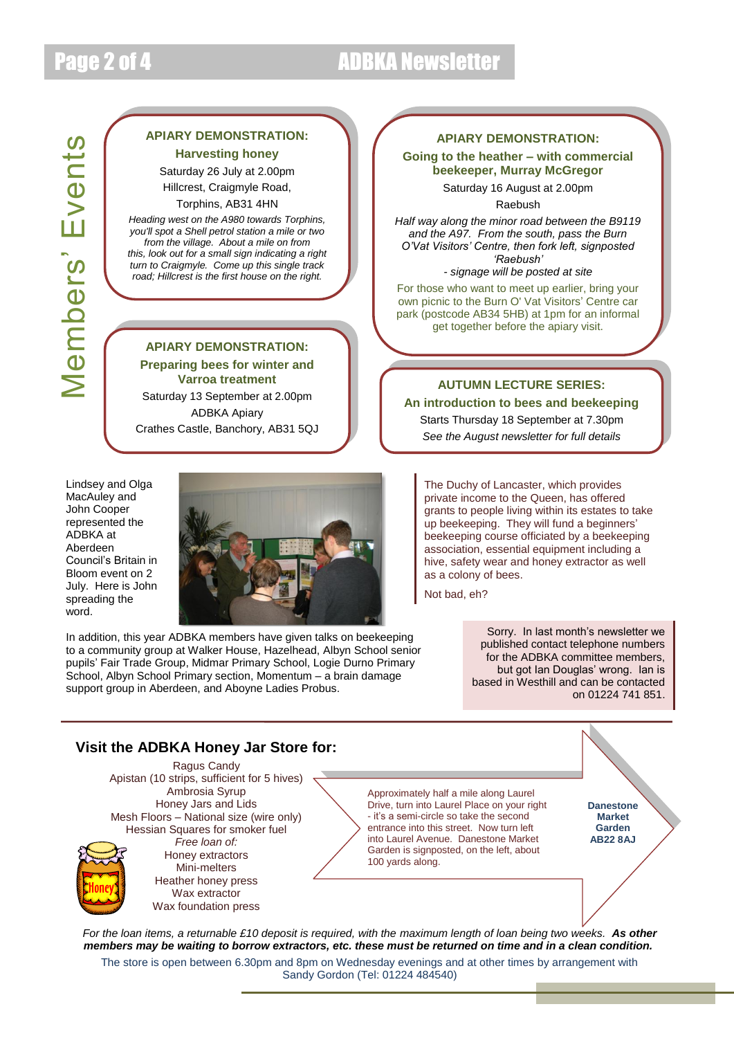# Members' Events

### APIARY DEMONSTRATION: Harvesting honey

Saturday 26 July at 2.00pm
Hillcrest, Craigmyle Road,
Torphins, AB31 4HN

*Heading west on the A980 towards Torphins, you'll spot a Shell petrol station a mile or two from the village. About a mile on from this, look out for a small sign indicating a right turn to Craigmyle. Come up this single track road; Hillcrest is the first house on the right.*

### APIARY DEMONSTRATION: Preparing bees for winter and Varroa treatment

Saturday 13 September at 2.00pm
ADBKA Apiary
Crathes Castle, Banchory, AB31 5QJ

### APIARY DEMONSTRATION: Going to the heather – with commercial beekeeper, Murray McGregor

Saturday 16 August at 2.00pm
Raebush

*Half way along the minor road between the B9119 and the A97. From the south, pass the Burn O'Vat Visitors' Centre, then fork left, signposted 'Raebush'*
*- signage will be posted at site*

For those who want to meet up earlier, bring your own picnic to the Burn O' Vat Visitors' Centre car park (postcode AB34 5HB) at 1pm for an informal get together before the apiary visit.

### AUTUMN LECTURE SERIES: An introduction to bees and beekeeping

Starts Thursday 18 September at 7.30pm
*See the August newsletter for full details*

---

Lindsey and Olga MacAuley and John Cooper represented the ADBKA at Aberdeen Council's Britain in Bloom event on 2 July. Here is John spreading the word.

In addition, this year ADBKA members have given talks on beekeeping to a community group at Walker House, Hazelhead, Albyn School senior pupils' Fair Trade Group, Midmar Primary School, Logie Durno Primary School, Albyn School Primary section, Momentum – a brain damage support group in Aberdeen, and Aboyne Ladies Probus.

The Duchy of Lancaster, which provides private income to the Queen, has offered grants to people living within its estates to take up beekeeping. They will fund a beginners' beekeeping course officiated by a beekeeping association, essential equipment including a hive, safety wear and honey extractor as well as a colony of bees.

Not bad, eh?

Sorry. In last month's newsletter we published contact telephone numbers for the ADBKA committee members, but got Ian Douglas' wrong. Ian is based in Westhill and can be contacted on 01224 741 851.

---

## Visit the ADBKA Honey Jar Store for:

Ragus Candy
Apistan (10 strips, sufficient for 5 hives)
Ambrosia Syrup
Honey Jars and Lids
Mesh Floors – National size (wire only)
Hessian Squares for smoker fuel
*Free loan of:*
Honey extractors
Mini-melters
Heather honey press
Wax extractor
Wax foundation press

Approximately half a mile along Laurel Drive, turn into Laurel Place on your right - it's a semi-circle so take the second entrance into this street. Now turn left into Laurel Avenue. Danestone Market Garden is signposted, on the left, about 100 yards along.

**Danestone Market Garden AB22 8AJ**

*For the loan items, a returnable £10 deposit is required, with the maximum length of loan being two weeks.* ***As other members may be waiting to borrow extractors, etc. these must be returned on time and in a clean condition.***

The store is open between 6.30pm and 8pm on Wednesday evenings and at other times by arrangement with Sandy Gordon (Tel: 01224 484540)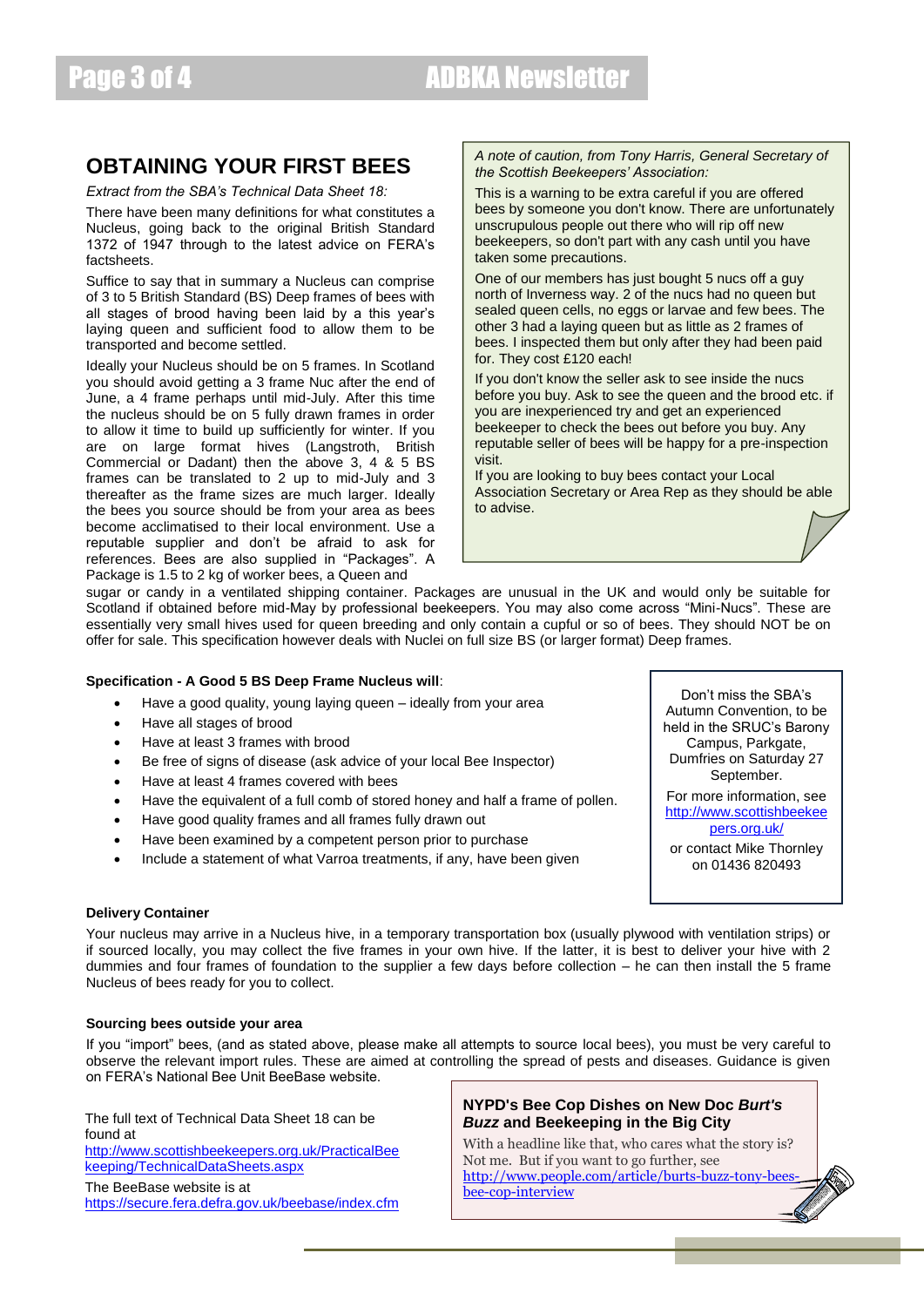# OBTAINING YOUR FIRST BEES

*Extract from the SBA's Technical Data Sheet 18:*

There have been many definitions for what constitutes a Nucleus, going back to the original British Standard 1372 of 1947 through to the latest advice on FERA's factsheets.

Suffice to say that in summary a Nucleus can comprise of 3 to 5 British Standard (BS) Deep frames of bees with all stages of brood having been laid by a this year's laying queen and sufficient food to allow them to be transported and become settled.

Ideally your Nucleus should be on 5 frames. In Scotland you should avoid getting a 3 frame Nuc after the end of June, a 4 frame perhaps until mid-July. After this time the nucleus should be on 5 fully drawn frames in order to allow it time to build up sufficiently for winter. If you are on large format hives (Langstroth, British Commercial or Dadant) then the above 3, 4 & 5 BS frames can be translated to 2 up to mid-July and 3 thereafter as the frame sizes are much larger. Ideally the bees you source should be from your area as bees become acclimatised to their local environment. Use a reputable supplier and don't be afraid to ask for references. Bees are also supplied in "Packages". A Package is 1.5 to 2 kg of worker bees, a Queen and sugar or candy in a ventilated shipping container. Packages are unusual in the UK and would only be suitable for Scotland if obtained before mid-May by professional beekeepers. You may also come across "Mini-Nucs". These are essentially very small hives used for queen breeding and only contain a cupful or so of bees. They should NOT be on offer for sale. This specification however deals with Nuclei on full size BS (or larger format) Deep frames.

*A note of caution, from Tony Harris, General Secretary of the Scottish Beekeepers' Association:*

This is a warning to be extra careful if you are offered bees by someone you don't know. There are unfortunately unscrupulous people out there who will rip off new beekeepers, so don't part with any cash until you have taken some precautions.

One of our members has just bought 5 nucs off a guy north of Inverness way. 2 of the nucs had no queen but sealed queen cells, no eggs or larvae and few bees. The other 3 had a laying queen but as little as 2 frames of bees. I inspected them but only after they had been paid for. They cost £120 each!

If you don't know the seller ask to see inside the nucs before you buy. Ask to see the queen and the brood etc. if you are inexperienced try and get an experienced beekeeper to check the bees out before you buy. Any reputable seller of bees will be happy for a pre-inspection visit.

If you are looking to buy bees contact your Local Association Secretary or Area Rep as they should be able to advise.

**Specification - A Good 5 BS Deep Frame Nucleus will**:

- Have a good quality, young laying queen – ideally from your area
- Have all stages of brood
- Have at least 3 frames with brood
- Be free of signs of disease (ask advice of your local Bee Inspector)
- Have at least 4 frames covered with bees
- Have the equivalent of a full comb of stored honey and half a frame of pollen.
- Have good quality frames and all frames fully drawn out
- Have been examined by a competent person prior to purchase
- Include a statement of what Varroa treatments, if any, have been given

Don't miss the SBA's Autumn Convention, to be held in the SRUC's Barony Campus, Parkgate, Dumfries on Saturday 27 September.

For more information, see http://www.scottishbeekeepers.org.uk/

or contact Mike Thornley on 01436 820493

**Delivery Container**

Your nucleus may arrive in a Nucleus hive, in a temporary transportation box (usually plywood with ventilation strips) or if sourced locally, you may collect the five frames in your own hive. If the latter, it is best to deliver your hive with 2 dummies and four frames of foundation to the supplier a few days before collection – he can then install the 5 frame Nucleus of bees ready for you to collect.

**Sourcing bees outside your area**

If you "import" bees, (and as stated above, please make all attempts to source local bees), you must be very careful to observe the relevant import rules. These are aimed at controlling the spread of pests and diseases. Guidance is given on FERA's National Bee Unit BeeBase website.

The full text of Technical Data Sheet 18 can be found at http://www.scottishbeekeepers.org.uk/PracticalBeekeeping/TechnicalDataSheets.aspx

The BeeBase website is at https://secure.fera.defra.gov.uk/beebase/index.cfm

**NYPD's Bee Cop Dishes on New Doc *Burt's Buzz* and Beekeeping in the Big City**

With a headline like that, who cares what the story is? Not me. But if you want to go further, see http://www.people.com/article/burts-buzz-tony-bees-bee-cop-interview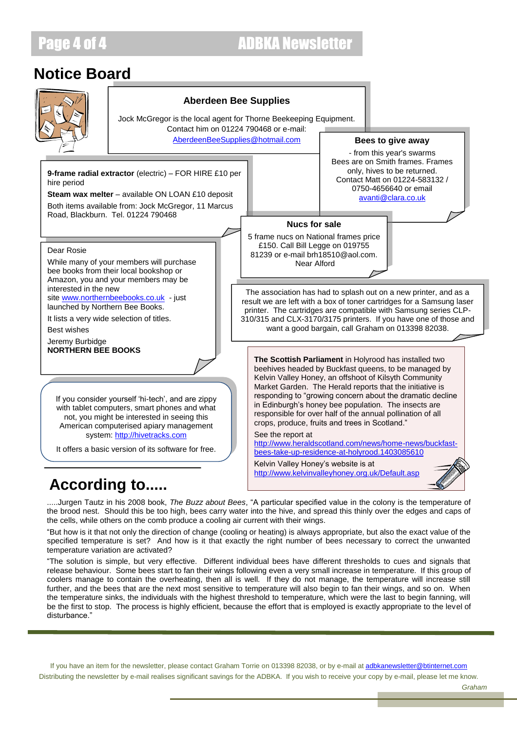# Notice Board

### Aberdeen Bee Supplies

Jock McGregor is the local agent for Thorne Beekeeping Equipment. Contact him on 01224 790468 or e-mail: AberdeenBeeSupplies@hotmail.com

**9-frame radial extractor** (electric) – FOR HIRE £10 per hire period

**Steam wax melter** – available ON LOAN £10 deposit

Both items available from: Jock McGregor, 11 Marcus Road, Blackburn. Tel. 01224 790468

### Bees to give away

- from this year's swarms

Bees are on Smith frames. Frames only, hives to be returned. Contact Matt on 01224-583132 / 0750-4656640 or email avanti@clara.co.uk

### Nucs for sale

5 frame nucs on National frames price £150. Call Bill Legge on 019755 81239 or e-mail brh18510@aol.com. Near Alford

Dear Rosie

While many of your members will purchase bee books from their local bookshop or Amazon, you and your members may be interested in the new site www.northernbeebooks.co.uk - just launched by Northern Bee Books.

It lists a very wide selection of titles.

Best wishes

Jeremy Burbidge
**NORTHERN BEE BOOKS**

The association has had to splash out on a new printer, and as a result we are left with a box of toner cartridges for a Samsung laser printer. The cartridges are compatible with Samsung series CLP-310/315 and CLX-3170/3175 printers. If you have one of those and want a good bargain, call Graham on 013398 82038.

If you consider yourself 'hi-tech', and are zippy with tablet computers, smart phones and what not, you might be interested in seeing this American computerised apiary management system: http://hivetracks.com

It offers a basic version of its software for free.

**The Scottish Parliament** in Holyrood has installed two beehives headed by Buckfast queens, to be managed by Kelvin Valley Honey, an offshoot of Kilsyth Community Market Garden. The Herald reports that the initiative is responding to "growing concern about the dramatic decline in Edinburgh's honey bee population. The insects are responsible for over half of the annual pollination of all crops, produce, fruits and trees in Scotland."

See the report at http://www.heraldscotland.com/news/home-news/buckfast-bees-take-up-residence-at-holyrood.1403085610

Kelvin Valley Honey's website is at http://www.kelvinvalleyhoney.org.uk/Default.asp

# According to.....

.....Jurgen Tautz in his 2008 book, *The Buzz about Bees*, "A particular specified value in the colony is the temperature of the brood nest. Should this be too high, bees carry water into the hive, and spread this thinly over the edges and caps of the cells, while others on the comb produce a cooling air current with their wings.

"But how is it that not only the direction of change (cooling or heating) is always appropriate, but also the exact value of the specified temperature is set? And how is it that exactly the right number of bees necessary to correct the unwanted temperature variation are activated?

"The solution is simple, but very effective. Different individual bees have different thresholds to cues and signals that release behaviour. Some bees start to fan their wings following even a very small increase in temperature. If this group of coolers manage to contain the overheating, then all is well. If they do not manage, the temperature will increase still further, and the bees that are the next most sensitive to temperature will also begin to fan their wings, and so on. When the temperature sinks, the individuals with the highest threshold to temperature, which were the last to begin fanning, will be the first to stop. The process is highly efficient, because the effort that is employed is exactly appropriate to the level of disturbance."

If you have an item for the newsletter, please contact Graham Torrie on 013398 82038, or by e-mail at adbkanewsletter@btinternet.com
Distributing the newsletter by e-mail realises significant savings for the ADBKA. If you wish to receive your copy by e-mail, please let me know.

*Graham*